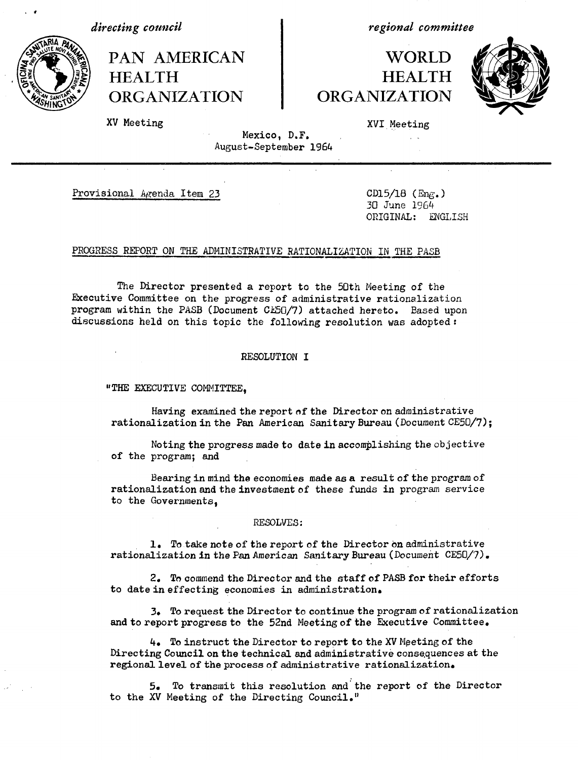*directing council*

# PAN AMERICAN HEALTH ORGANIZATION

XV Meeting

*regional committee*

# WORLD HEALTH ORGANIZATION

XVI Meeting

Mexico, D.F.
August-September 1964

---

Provisional Agenda Item 23

CD15/18 (Eng.)
30 June 1964
ORIGINAL: ENGLISH

## PROGRESS REPORT ON THE ADMINISTRATIVE RATIONALIZATION IN THE PASB

The Director presented a report to the 50th Meeting of the Executive Committee on the progress of administrative rationalization program within the PASB (Document CE50/7) attached hereto. Based upon discussions held on this topic the following resolution was adopted:

### RESOLUTION I

"THE EXECUTIVE COMMITTEE,

Having examined the report of the Director on administrative rationalization in the Pan American Sanitary Bureau (Document CE50/7);

Noting the progress made to date in accomplishing the objective of the program; and

Bearing in mind the economies made as a result of the program of rationalization and the investment of these funds in program service to the Governments,

RESOLVES:

1. To take note of the report of the Director on administrative rationalization in the Pan American Sanitary Bureau (Document CE50/7).

2. To commend the Director and the staff of PASB for their efforts to date in effecting economies in administration.

3. To request the Director to continue the program of rationalization and to report progress to the 52nd Meeting of the Executive Committee.

4. To instruct the Director to report to the XV Meeting of the Directing Council on the technical and administrative consequences at the regional level of the process of administrative rationalization.

5. To transmit this resolution and the report of the Director to the XV Meeting of the Directing Council."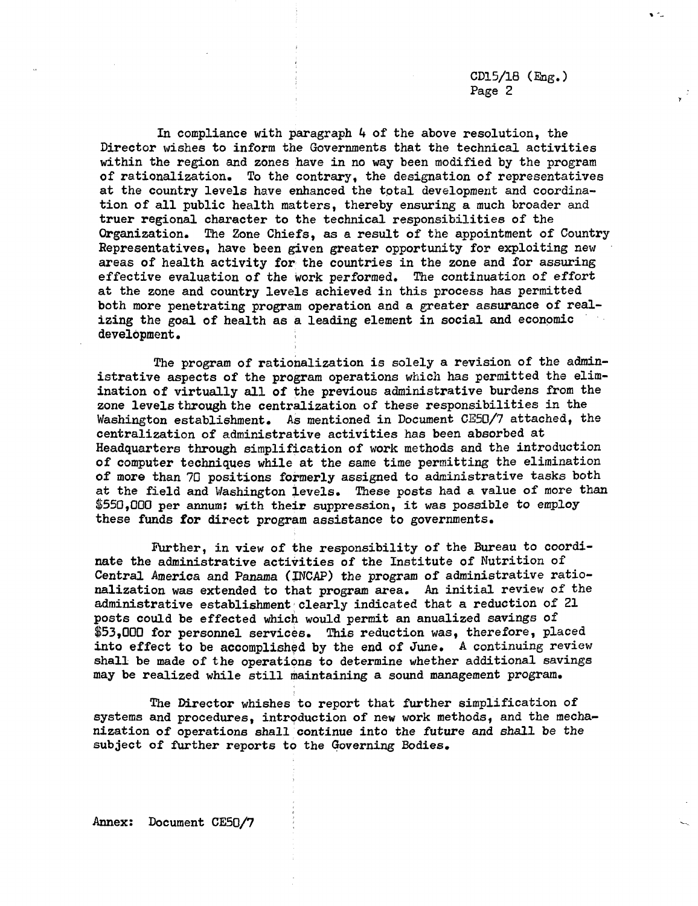In compliance with paragraph 4 of the above resolution, the Director wishes to inform the Governments that the technical activities within the region and zones have in no way been modified by the program of rationalization. To the contrary, the designation of representatives at the country levels have enhanced the total development and coordination of all public health matters, thereby ensuring a much broader and truer regional character to the technical responsibilities of the Organization. The Zone Chiefs, as a result of the appointment of Country Representatives, have been given greater opportunity for exploiting new areas of health activity for the countries in the zone and for assuring effective evaluation of the work performed. The continuation of effort at the zone and country levels achieved in this process has permitted both more penetrating program operation and a greater assurance of realizing the goal of health as a leading element in social and economic development.

The program of rationalization is solely a revision of the administrative aspects of the program operations which has permitted the elimination of virtually all of the previous administrative burdens from the zone levels through the centralization of these responsibilities in the Washington establishment. As mentioned in Document CE50/7 attached, the centralization of administrative activities has been absorbed at Headquarters through simplification of work methods and the introduction of computer techniques while at the same time permitting the elimination of more than 70 positions formerly assigned to administrative tasks both at the field and Washington levels. These posts had a value of more than $550,000 per annum; with their suppression, it was possible to employ these funds for direct program assistance to governments.

Further, in view of the responsibility of the Bureau to coordinate the administrative activities of the Institute of Nutrition of Central America and Panama (INCAP) the program of administrative rationalization was extended to that program area. An initial review of the administrative establishment clearly indicated that a reduction of 21 posts could be effected which would permit an anualized savings of $53,000 for personnel services. This reduction was, therefore, placed into effect to be accomplished by the end of June. A continuing review shall be made of the operations to determine whether additional savings may be realized while still maintaining a sound management program.

The Director whishes to report that further simplification of systems and procedures, introduction of new work methods, and the mechanization of operations shall continue into the future and shall be the subject of further reports to the Governing Bodies.

Annex: Document CE50/7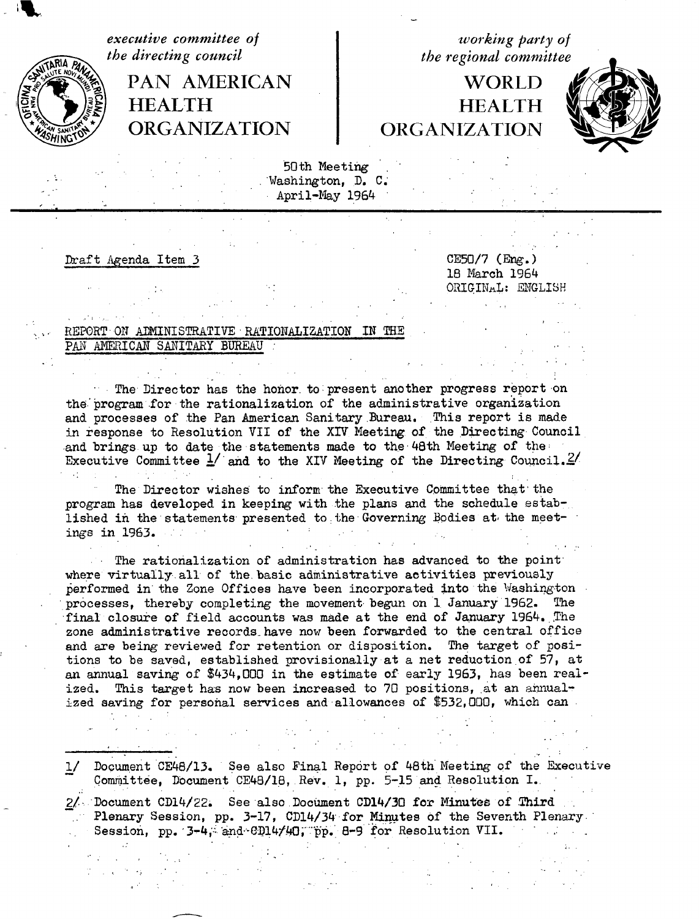*executive committee of the directing council*

# PAN AMERICAN HEALTH ORGANIZATION

*working party of the regional committee*

# WORLD HEALTH ORGANIZATION

50th Meeting
Washington, D. C.
April-May 1964

Draft Agenda Item 3

CE50/7 (Eng.)
18 March 1964
ORIGINAL: ENGLISH

## REPORT ON ADMINISTRATIVE RATIONALIZATION IN THE PAN AMERICAN SANITARY BUREAU

The Director has the honor to present another progress report on the program for the rationalization of the administrative organization and processes of the Pan American Sanitary Bureau. This report is made in response to Resolution VII of the XIV Meeting of the Directing Council and brings up to date the statements made to the 48th Meeting of the Executive Committee [1] and to the XIV Meeting of the Directing Council.[2]

The Director wishes to inform the Executive Committee that the program has developed in keeping with the plans and the schedule established in the statements presented to the Governing Bodies at the meetings in 1963.

The rationalization of administration has advanced to the point where virtually all of the basic administrative activities previously performed in the Zone Offices have been incorporated into the Washington processes, thereby completing the movement begun on 1 January 1962. The final closure of field accounts was made at the end of January 1964. The zone administrative records have now been forwarded to the central office and are being reviewed for retention or disposition. The target of positions to be saved, established provisionally at a net reduction of 57, at an annual saving of $434,000 in the estimate of early 1963, has been realized. This target has now been increased to 70 positions, at an annualized saving for personal services and allowances of $532,000, which can

---

1/ Document CE48/13. See also Final Report of 48th Meeting of the Executive Committee, Document CE48/18, Rev. 1, pp. 5-15 and Resolution I.

2/ Document CD14/22. See also Document CD14/30 for Minutes of Third Plenary Session, pp. 3-17, CD14/34 for Minutes of the Seventh Plenary Session, pp. 3-4, and CD14/40, pp. 8-9 for Resolution VII.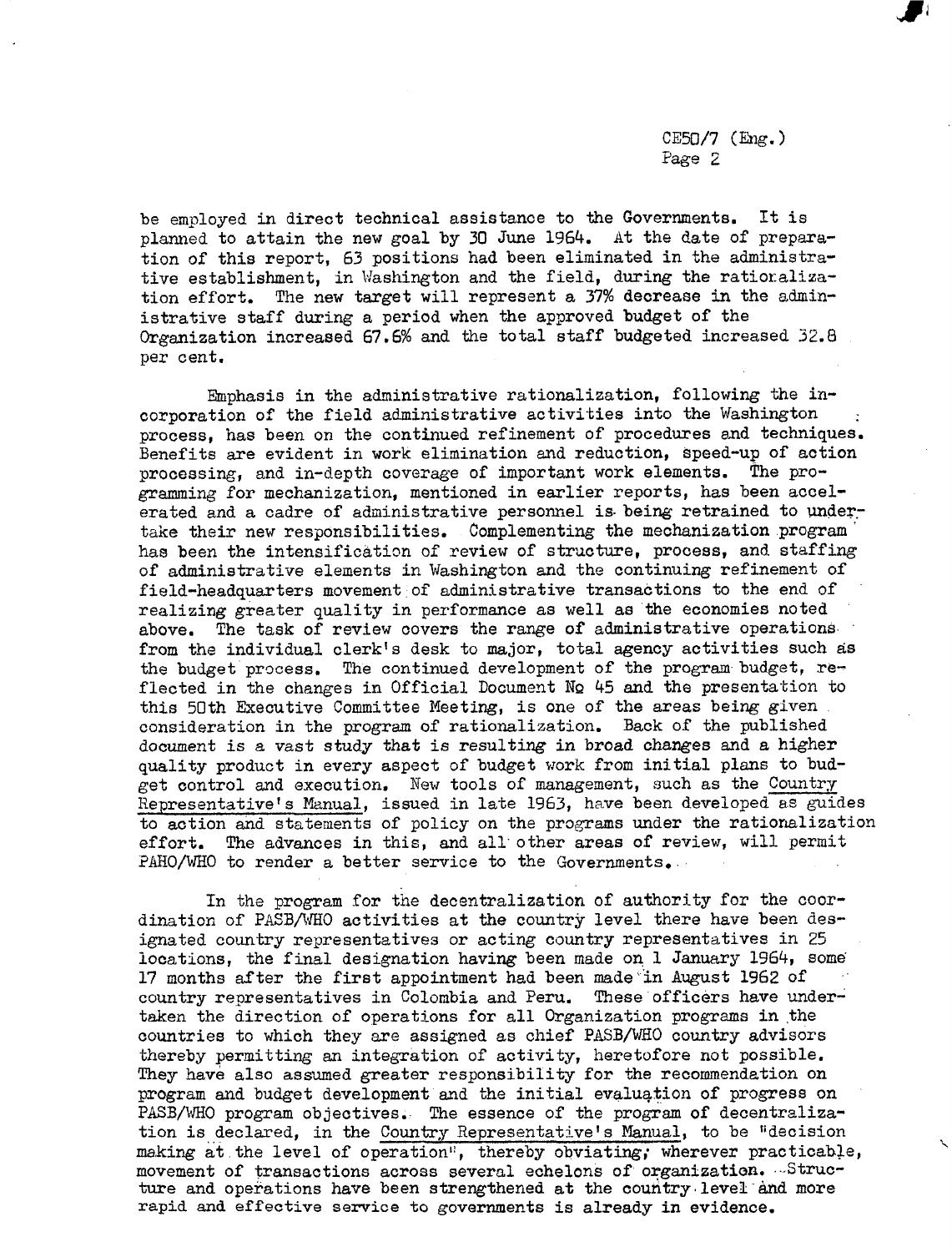be employed in direct technical assistance to the Governments. It is planned to attain the new goal by 30 June 1964. At the date of preparation of this report, 63 positions had been eliminated in the administrative establishment, in Washington and the field, during the rationalization effort. The new target will represent a 37% decrease in the administrative staff during a period when the approved budget of the Organization increased 67.6% and the total staff budgeted increased 32.8 per cent.

Emphasis in the administrative rationalization, following the incorporation of the field administrative activities into the Washington process, has been on the continued refinement of procedures and techniques. Benefits are evident in work elimination and reduction, speed-up of action processing, and in-depth coverage of important work elements. The programming for mechanization, mentioned in earlier reports, has been accelerated and a cadre of administrative personnel is being retrained to undertake their new responsibilities. Complementing the mechanization program has been the intensification of review of structure, process, and staffing of administrative elements in Washington and the continuing refinement of field-headquarters movement of administrative transactions to the end of realizing greater quality in performance as well as the economies noted above. The task of review covers the range of administrative operations from the individual clerk's desk to major, total agency activities such as the budget process. The continued development of the program budget, reflected in the changes in Official Document Nº 45 and the presentation to this 50th Executive Committee Meeting, is one of the areas being given consideration in the program of rationalization. Back of the published document is a vast study that is resulting in broad changes and a higher quality product in every aspect of budget work from initial plans to budget control and execution. New tools of management, such as the Country Representative's Manual, issued in late 1963, have been developed as guides to action and statements of policy on the programs under the rationalization effort. The advances in this, and all other areas of review, will permit PAHO/WHO to render a better service to the Governments.

In the program for the decentralization of authority for the coordination of PASB/WHO activities at the country level there have been designated country representatives or acting country representatives in 25 locations, the final designation having been made on 1 January 1964, some 17 months after the first appointment had been made in August 1962 of country representatives in Colombia and Peru. These officers have undertaken the direction of operations for all Organization programs in the countries to which they are assigned as chief PASB/WHO country advisors thereby permitting an integration of activity, heretofore not possible. They have also assumed greater responsibility for the recommendation on program and budget development and the initial evaluation of progress on PASB/WHO program objectives. The essence of the program of decentralization is declared, in the Country Representative's Manual, to be "decision making at the level of operation", thereby obviating, wherever practicable, movement of transactions across several echelons of organization. Structure and operations have been strengthened at the country level and more rapid and effective service to governments is already in evidence.